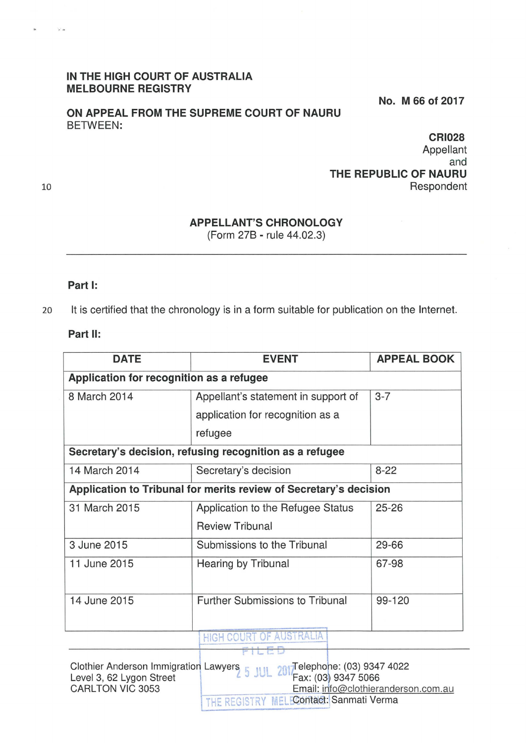IN THE HIGH COURT OF AUSTRALIA
MELBOURNE REGISTRY

No. M 66 of 2017

ON APPEAL FROM THE SUPREME COURT OF NAURU
BETWEEN:

**CRI028**
Appellant
and
**THE REPUBLIC OF NAURU**
Respondent

## APPELLANT'S CHRONOLOGY
(Form 27B - rule 44.02.3)

---

**Part I:**

It is certified that the chronology is in a form suitable for publication on the Internet.

**Part II:**

| DATE | EVENT | APPEAL BOOK |
|---|---|---|
| **Application for recognition as a refugee** | | |
| 8 March 2014 | Appellant's statement in support of application for recognition as a refugee | 3-7 |
| **Secretary's decision, refusing recognition as a refugee** | | |
| 14 March 2014 | Secretary's decision | 8-22 |
| **Application to Tribunal for merits review of Secretary's decision** | | |
| 31 March 2015 | Application to the Refugee Status Review Tribunal | 25-26 |
| 3 June 2015 | Submissions to the Tribunal | 29-66 |
| 11 June 2015 | Hearing by Tribunal | 67-98 |
| 14 June 2015 | Further Submissions to Tribunal | 99-120 |

HIGH COURT OF AUSTRALIA
FILED
25 JUL 2017
THE REGISTRY MELBOURNE

Clothier Anderson Immigration Lawyers
Level 3, 62 Lygon Street
CARLTON VIC 3053

Telephone: (03) 9347 4022
Fax: (03) 9347 5066
Email: info@clothieranderson.com.au
Contact: Sanmati Verma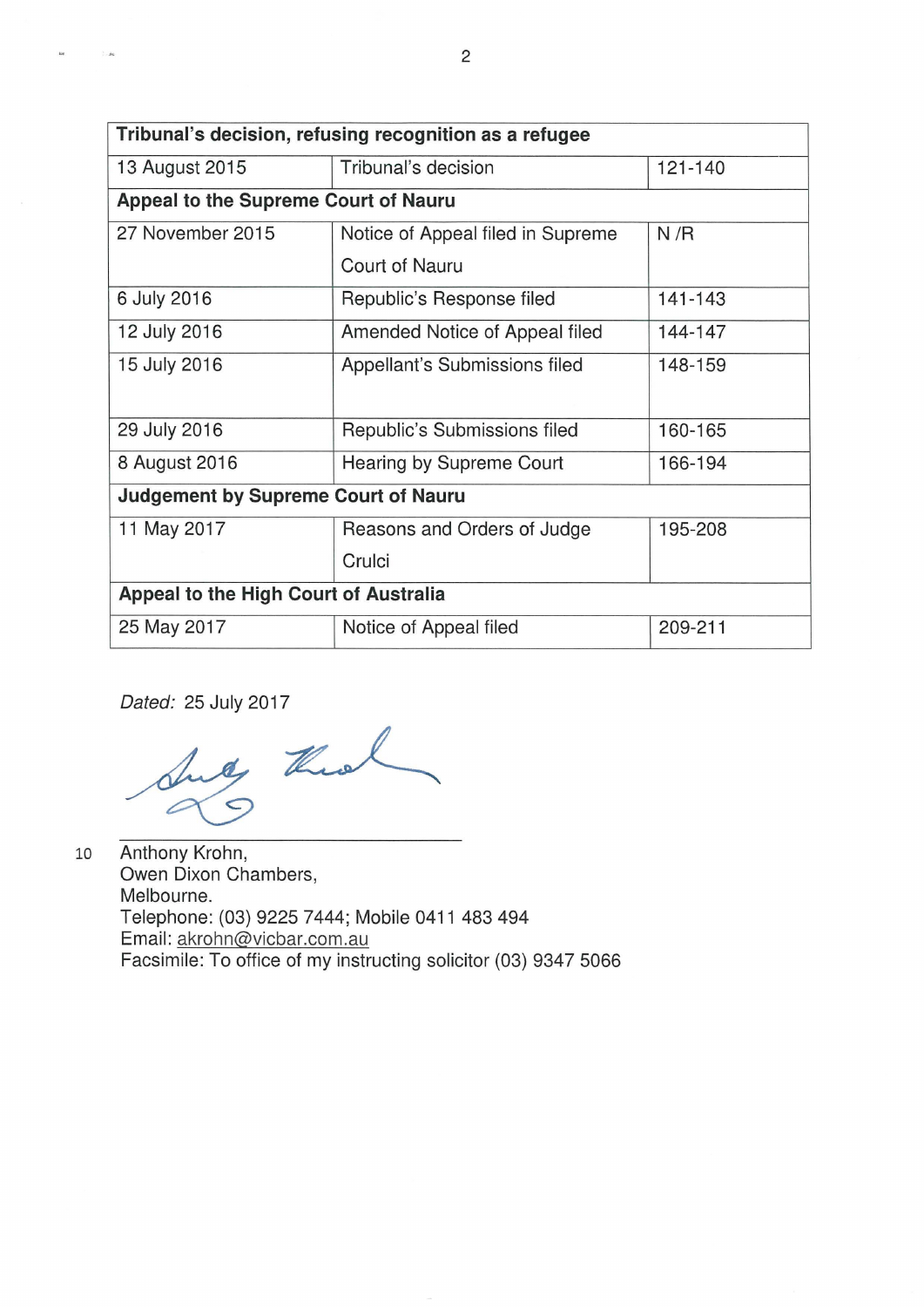| | | |
|---|---|---|
| **Tribunal's decision, refusing recognition as a refugee** | | |
| 13 August 2015 | Tribunal's decision | 121-140 |
| **Appeal to the Supreme Court of Nauru** | | |
| 27 November 2015 | Notice of Appeal filed in Supreme Court of Nauru | N /R |
| 6 July 2016 | Republic's Response filed | 141-143 |
| 12 July 2016 | Amended Notice of Appeal filed | 144-147 |
| 15 July 2016 | Appellant's Submissions filed | 148-159 |
| 29 July 2016 | Republic's Submissions filed | 160-165 |
| 8 August 2016 | Hearing by Supreme Court | 166-194 |
| **Judgement by Supreme Court of Nauru** | | |
| 11 May 2017 | Reasons and Orders of Judge Crulci | 195-208 |
| **Appeal to the High Court of Australia** | | |
| 25 May 2017 | Notice of Appeal filed | 209-211 |

*Dated:* 25 July 2017

Anthony Krohn,
Owen Dixon Chambers,
Melbourne.
Telephone: (03) 9225 7444; Mobile 0411 483 494
Email: akrohn@vicbar.com.au
Facsimile: To office of my instructing solicitor (03) 9347 5066